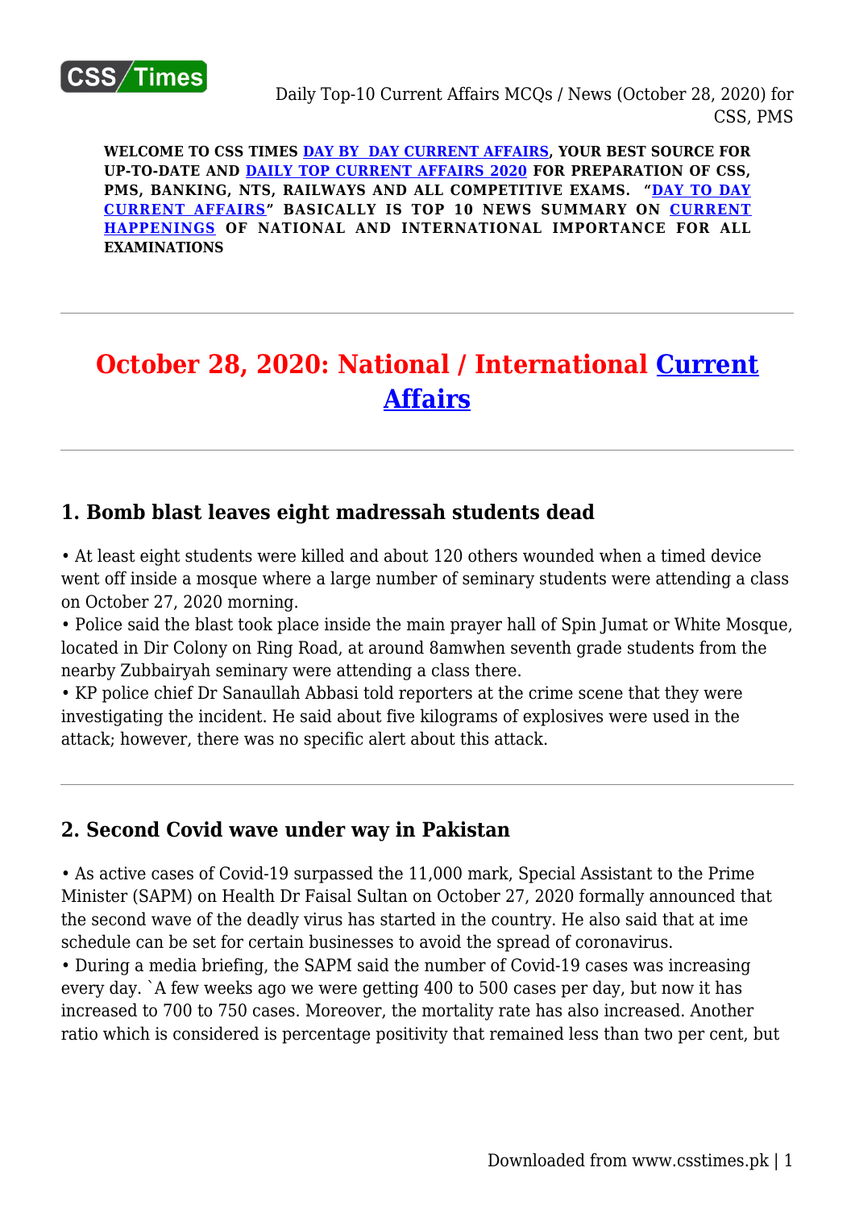**WELCOME TO CSS TIMES DAY BY DAY CURRENT AFFAIRS, YOUR BEST SOURCE FOR UP-TO-DATE AND DAILY TOP CURRENT AFFAIRS 2020 FOR PREPARATION OF CSS, PMS, BANKING, NTS, RAILWAYS AND ALL COMPETITIVE EXAMS. "DAY TO DAY CURRENT AFFAIRS" BASICALLY IS TOP 10 NEWS SUMMARY ON CURRENT HAPPENINGS OF NATIONAL AND INTERNATIONAL IMPORTANCE FOR ALL EXAMINATIONS**

---

# October 28, 2020: National / International Current Affairs

---

## 1. Bomb blast leaves eight madressah students dead

• At least eight students were killed and about 120 others wounded when a timed device went off inside a mosque where a large number of seminary students were attending a class on October 27, 2020 morning.
• Police said the blast took place inside the main prayer hall of Spin Jumat or White Mosque, located in Dir Colony on Ring Road, at around 8amwhen seventh grade students from the nearby Zubbairyah seminary were attending a class there.
• KP police chief Dr Sanaullah Abbasi told reporters at the crime scene that they were investigating the incident. He said about five kilograms of explosives were used in the attack; however, there was no specific alert about this attack.

---

## 2. Second Covid wave under way in Pakistan

• As active cases of Covid-19 surpassed the 11,000 mark, Special Assistant to the Prime Minister (SAPM) on Health Dr Faisal Sultan on October 27, 2020 formally announced that the second wave of the deadly virus has started in the country. He also said that at ime schedule can be set for certain businesses to avoid the spread of coronavirus.
• During a media briefing, the SAPM said the number of Covid-19 cases was increasing every day. `A few weeks ago we were getting 400 to 500 cases per day, but now it has increased to 700 to 750 cases. Moreover, the mortality rate has also increased. Another ratio which is considered is percentage positivity that remained less than two per cent, but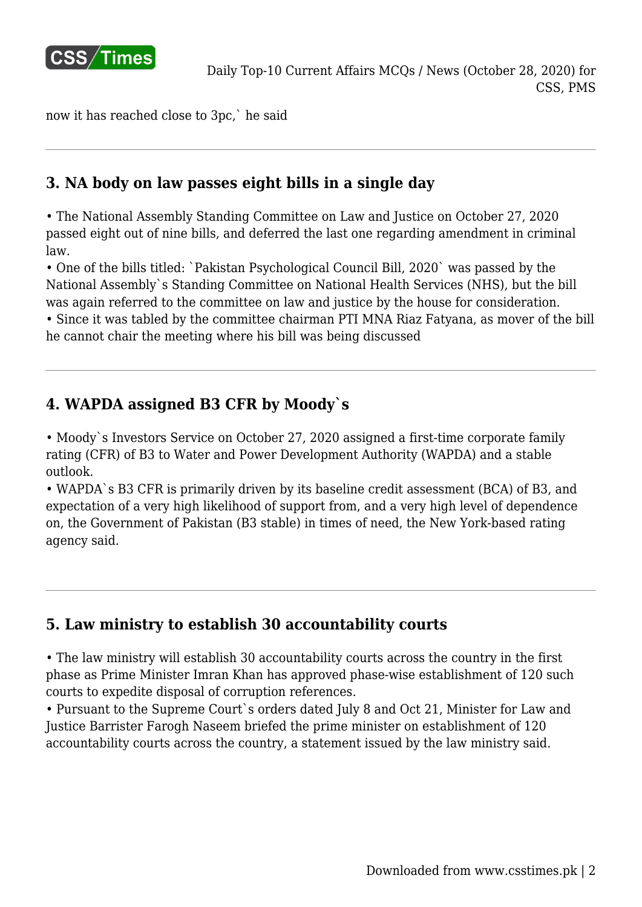now it has reached close to 3pc,` he said

---

### 3. NA body on law passes eight bills in a single day

• The National Assembly Standing Committee on Law and Justice on October 27, 2020 passed eight out of nine bills, and deferred the last one regarding amendment in criminal law.
• One of the bills titled: `Pakistan Psychological Council Bill, 2020` was passed by the National Assembly`s Standing Committee on National Health Services (NHS), but the bill was again referred to the committee on law and justice by the house for consideration.
• Since it was tabled by the committee chairman PTI MNA Riaz Fatyana, as mover of the bill he cannot chair the meeting where his bill was being discussed

---

### 4. WAPDA assigned B3 CFR by Moody`s

• Moody`s Investors Service on October 27, 2020 assigned a first-time corporate family rating (CFR) of B3 to Water and Power Development Authority (WAPDA) and a stable outlook.
• WAPDA`s B3 CFR is primarily driven by its baseline credit assessment (BCA) of B3, and expectation of a very high likelihood of support from, and a very high level of dependence on, the Government of Pakistan (B3 stable) in times of need, the New York-based rating agency said.

---

### 5. Law ministry to establish 30 accountability courts

• The law ministry will establish 30 accountability courts across the country in the first phase as Prime Minister Imran Khan has approved phase-wise establishment of 120 such courts to expedite disposal of corruption references.
• Pursuant to the Supreme Court`s orders dated July 8 and Oct 21, Minister for Law and Justice Barrister Farogh Naseem briefed the prime minister on establishment of 120 accountability courts across the country, a statement issued by the law ministry said.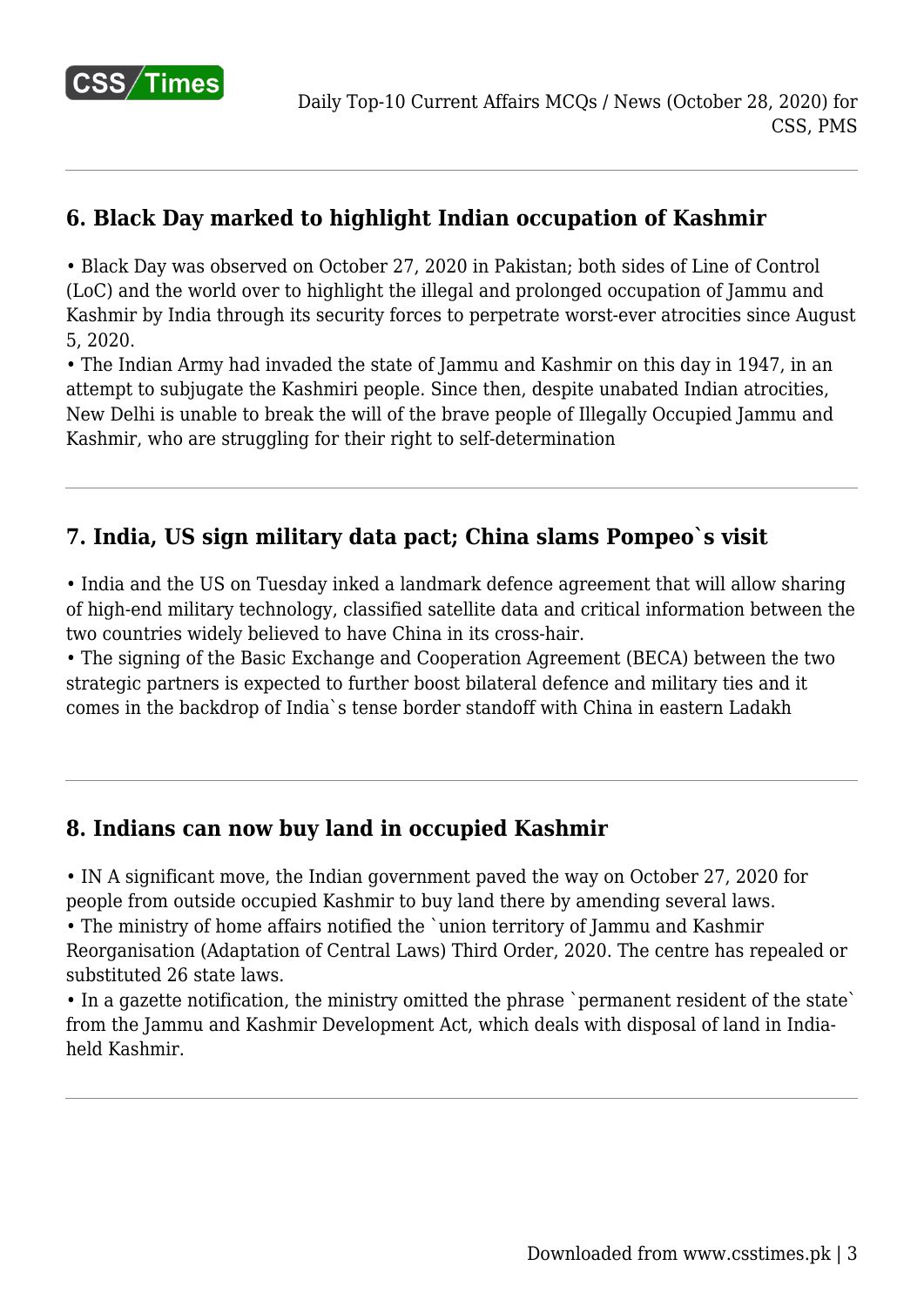## 6. Black Day marked to highlight Indian occupation of Kashmir

- Black Day was observed on October 27, 2020 in Pakistan; both sides of Line of Control (LoC) and the world over to highlight the illegal and prolonged occupation of Jammu and Kashmir by India through its security forces to perpetrate worst-ever atrocities since August 5, 2020.
- The Indian Army had invaded the state of Jammu and Kashmir on this day in 1947, in an attempt to subjugate the Kashmiri people. Since then, despite unabated Indian atrocities, New Delhi is unable to break the will of the brave people of Illegally Occupied Jammu and Kashmir, who are struggling for their right to self-determination

---

## 7. India, US sign military data pact; China slams Pompeo`s visit

- India and the US on Tuesday inked a landmark defence agreement that will allow sharing of high-end military technology, classified satellite data and critical information between the two countries widely believed to have China in its cross-hair.
- The signing of the Basic Exchange and Cooperation Agreement (BECA) between the two strategic partners is expected to further boost bilateral defence and military ties and it comes in the backdrop of India`s tense border standoff with China in eastern Ladakh

---

## 8. Indians can now buy land in occupied Kashmir

- IN A significant move, the Indian government paved the way on October 27, 2020 for people from outside occupied Kashmir to buy land there by amending several laws.
- The ministry of home affairs notified the `union territory of Jammu and Kashmir Reorganisation (Adaptation of Central Laws) Third Order, 2020. The centre has repealed or substituted 26 state laws.
- In a gazette notification, the ministry omitted the phrase `permanent resident of the state` from the Jammu and Kashmir Development Act, which deals with disposal of land in India-held Kashmir.

---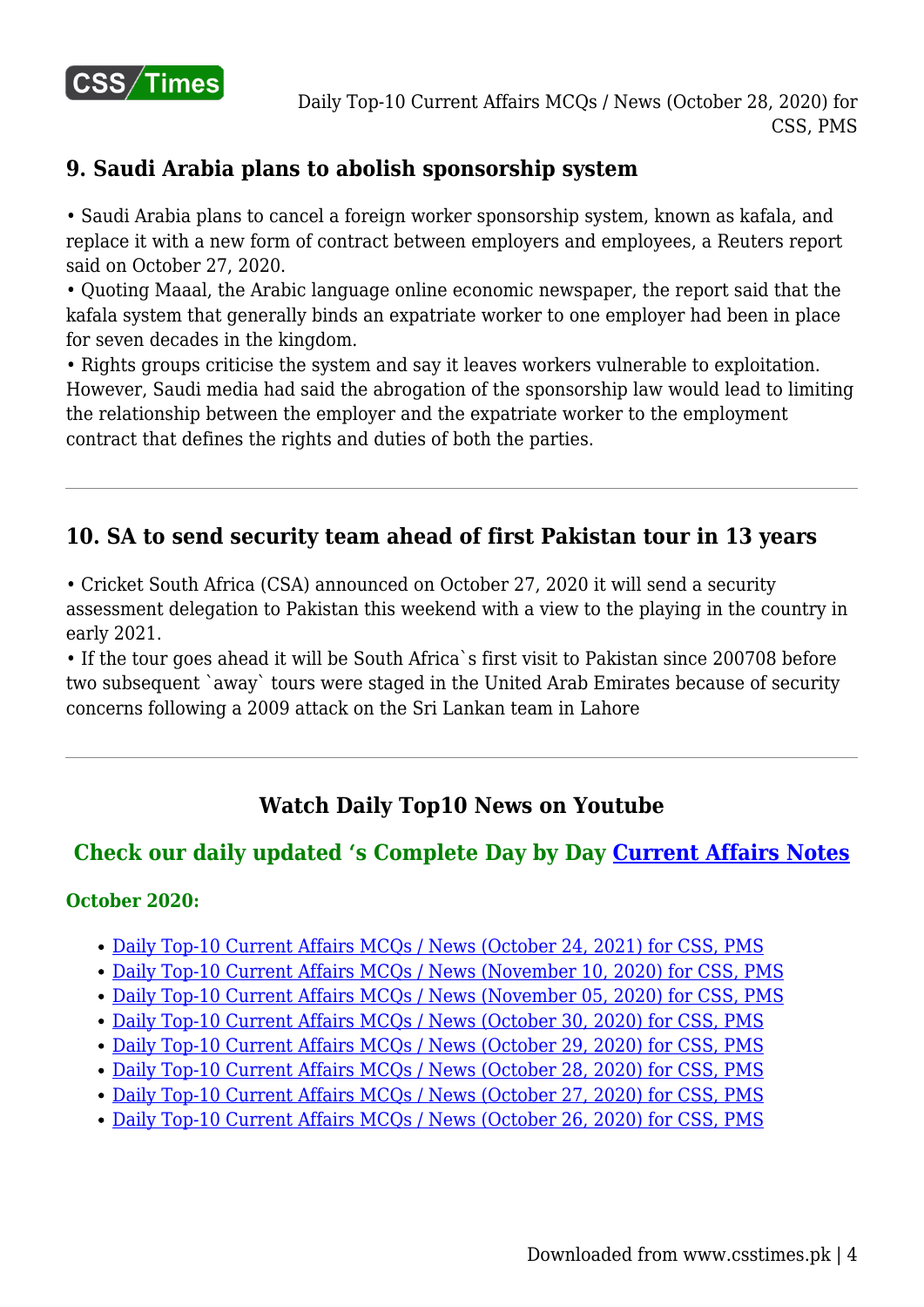### 9. Saudi Arabia plans to abolish sponsorship system

• Saudi Arabia plans to cancel a foreign worker sponsorship system, known as kafala, and replace it with a new form of contract between employers and employees, a Reuters report said on October 27, 2020.
• Quoting Maaal, the Arabic language online economic newspaper, the report said that the kafala system that generally binds an expatriate worker to one employer had been in place for seven decades in the kingdom.
• Rights groups criticise the system and say it leaves workers vulnerable to exploitation. However, Saudi media had said the abrogation of the sponsorship law would lead to limiting the relationship between the employer and the expatriate worker to the employment contract that defines the rights and duties of both the parties.

---

### 10. SA to send security team ahead of first Pakistan tour in 13 years

• Cricket South Africa (CSA) announced on October 27, 2020 it will send a security assessment delegation to Pakistan this weekend with a view to the playing in the country in early 2021.
• If the tour goes ahead it will be South Africa`s first visit to Pakistan since 200708 before two subsequent `away` tours were staged in the United Arab Emirates because of security concerns following a 2009 attack on the Sri Lankan team in Lahore

---

### Watch Daily Top10 News on Youtube

### Check our daily updated 's Complete Day by Day [Current Affairs Notes]()

**October 2020:**

- [Daily Top-10 Current Affairs MCQs / News (October 24, 2021) for CSS, PMS]()
- [Daily Top-10 Current Affairs MCQs / News (November 10, 2020) for CSS, PMS]()
- [Daily Top-10 Current Affairs MCQs / News (November 05, 2020) for CSS, PMS]()
- [Daily Top-10 Current Affairs MCQs / News (October 30, 2020) for CSS, PMS]()
- [Daily Top-10 Current Affairs MCQs / News (October 29, 2020) for CSS, PMS]()
- [Daily Top-10 Current Affairs MCQs / News (October 28, 2020) for CSS, PMS]()
- [Daily Top-10 Current Affairs MCQs / News (October 27, 2020) for CSS, PMS]()
- [Daily Top-10 Current Affairs MCQs / News (October 26, 2020) for CSS, PMS]()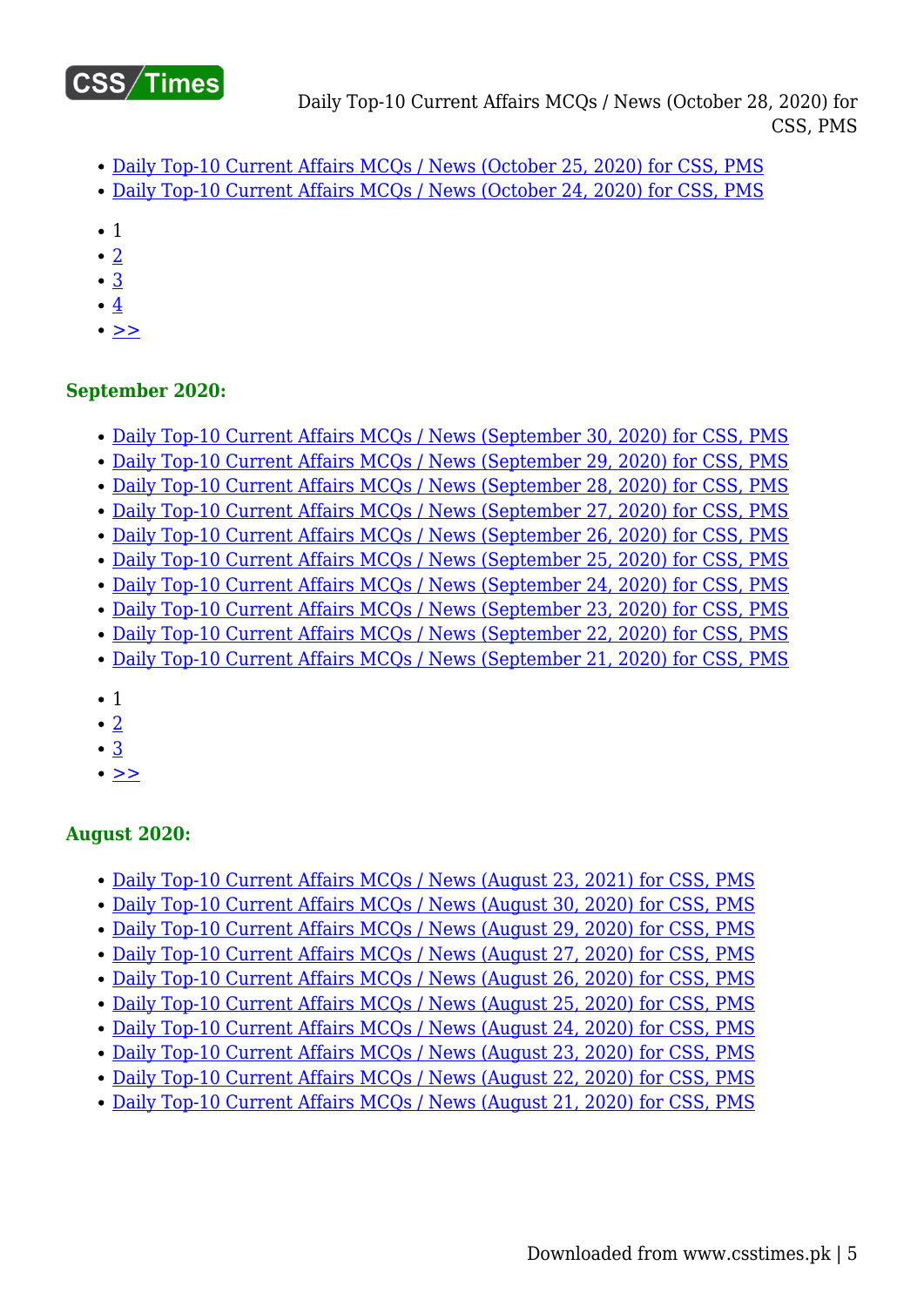- Daily Top-10 Current Affairs MCQs / News (October 25, 2020) for CSS, PMS
- Daily Top-10 Current Affairs MCQs / News (October 24, 2020) for CSS, PMS

- 1
- 2
- 3
- 4
- >>

**September 2020:**

- Daily Top-10 Current Affairs MCQs / News (September 30, 2020) for CSS, PMS
- Daily Top-10 Current Affairs MCQs / News (September 29, 2020) for CSS, PMS
- Daily Top-10 Current Affairs MCQs / News (September 28, 2020) for CSS, PMS
- Daily Top-10 Current Affairs MCQs / News (September 27, 2020) for CSS, PMS
- Daily Top-10 Current Affairs MCQs / News (September 26, 2020) for CSS, PMS
- Daily Top-10 Current Affairs MCQs / News (September 25, 2020) for CSS, PMS
- Daily Top-10 Current Affairs MCQs / News (September 24, 2020) for CSS, PMS
- Daily Top-10 Current Affairs MCQs / News (September 23, 2020) for CSS, PMS
- Daily Top-10 Current Affairs MCQs / News (September 22, 2020) for CSS, PMS
- Daily Top-10 Current Affairs MCQs / News (September 21, 2020) for CSS, PMS

- 1
- 2
- 3
- >>

**August 2020:**

- Daily Top-10 Current Affairs MCQs / News (August 23, 2021) for CSS, PMS
- Daily Top-10 Current Affairs MCQs / News (August 30, 2020) for CSS, PMS
- Daily Top-10 Current Affairs MCQs / News (August 29, 2020) for CSS, PMS
- Daily Top-10 Current Affairs MCQs / News (August 27, 2020) for CSS, PMS
- Daily Top-10 Current Affairs MCQs / News (August 26, 2020) for CSS, PMS
- Daily Top-10 Current Affairs MCQs / News (August 25, 2020) for CSS, PMS
- Daily Top-10 Current Affairs MCQs / News (August 24, 2020) for CSS, PMS
- Daily Top-10 Current Affairs MCQs / News (August 23, 2020) for CSS, PMS
- Daily Top-10 Current Affairs MCQs / News (August 22, 2020) for CSS, PMS
- Daily Top-10 Current Affairs MCQs / News (August 21, 2020) for CSS, PMS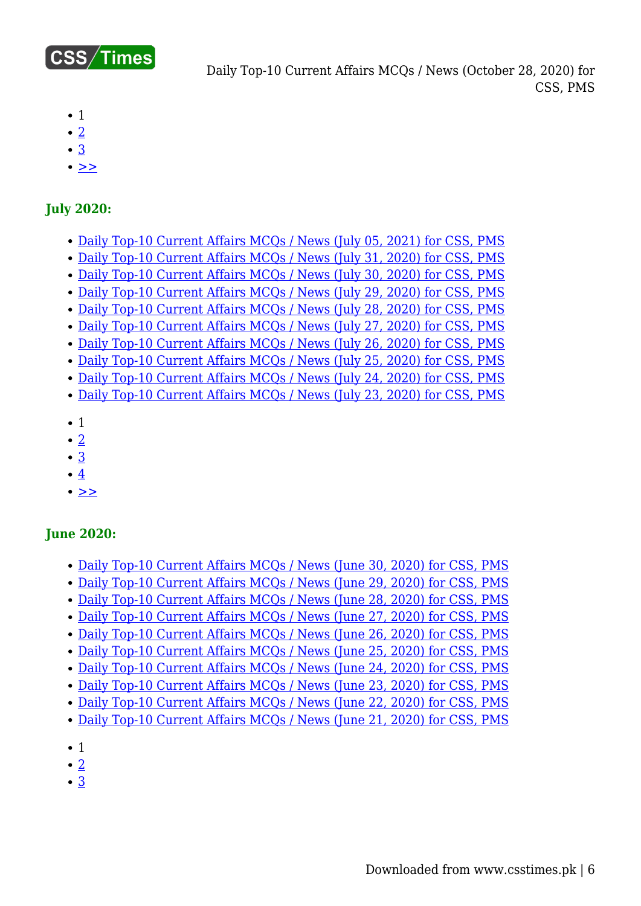- 1
- 2
- 3
- >>

### July 2020:

- Daily Top-10 Current Affairs MCQs / News (July 05, 2021) for CSS, PMS
- Daily Top-10 Current Affairs MCQs / News (July 31, 2020) for CSS, PMS
- Daily Top-10 Current Affairs MCQs / News (July 30, 2020) for CSS, PMS
- Daily Top-10 Current Affairs MCQs / News (July 29, 2020) for CSS, PMS
- Daily Top-10 Current Affairs MCQs / News (July 28, 2020) for CSS, PMS
- Daily Top-10 Current Affairs MCQs / News (July 27, 2020) for CSS, PMS
- Daily Top-10 Current Affairs MCQs / News (July 26, 2020) for CSS, PMS
- Daily Top-10 Current Affairs MCQs / News (July 25, 2020) for CSS, PMS
- Daily Top-10 Current Affairs MCQs / News (July 24, 2020) for CSS, PMS
- Daily Top-10 Current Affairs MCQs / News (July 23, 2020) for CSS, PMS

- 1
- 2
- 3
- 4
- >>

### June 2020:

- Daily Top-10 Current Affairs MCQs / News (June 30, 2020) for CSS, PMS
- Daily Top-10 Current Affairs MCQs / News (June 29, 2020) for CSS, PMS
- Daily Top-10 Current Affairs MCQs / News (June 28, 2020) for CSS, PMS
- Daily Top-10 Current Affairs MCQs / News (June 27, 2020) for CSS, PMS
- Daily Top-10 Current Affairs MCQs / News (June 26, 2020) for CSS, PMS
- Daily Top-10 Current Affairs MCQs / News (June 25, 2020) for CSS, PMS
- Daily Top-10 Current Affairs MCQs / News (June 24, 2020) for CSS, PMS
- Daily Top-10 Current Affairs MCQs / News (June 23, 2020) for CSS, PMS
- Daily Top-10 Current Affairs MCQs / News (June 22, 2020) for CSS, PMS
- Daily Top-10 Current Affairs MCQs / News (June 21, 2020) for CSS, PMS

- 1
- 2
- 3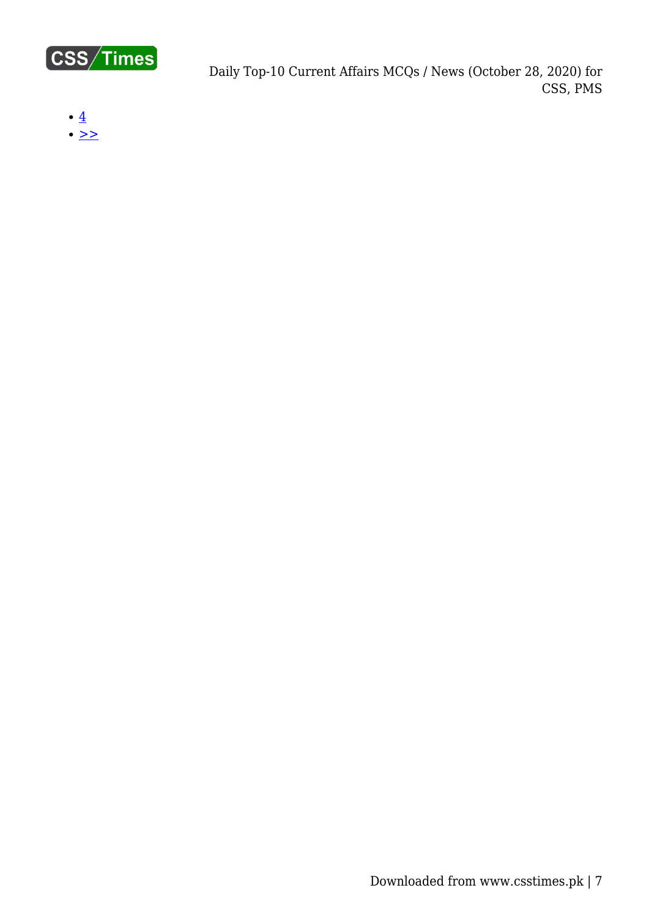- 4
- >>